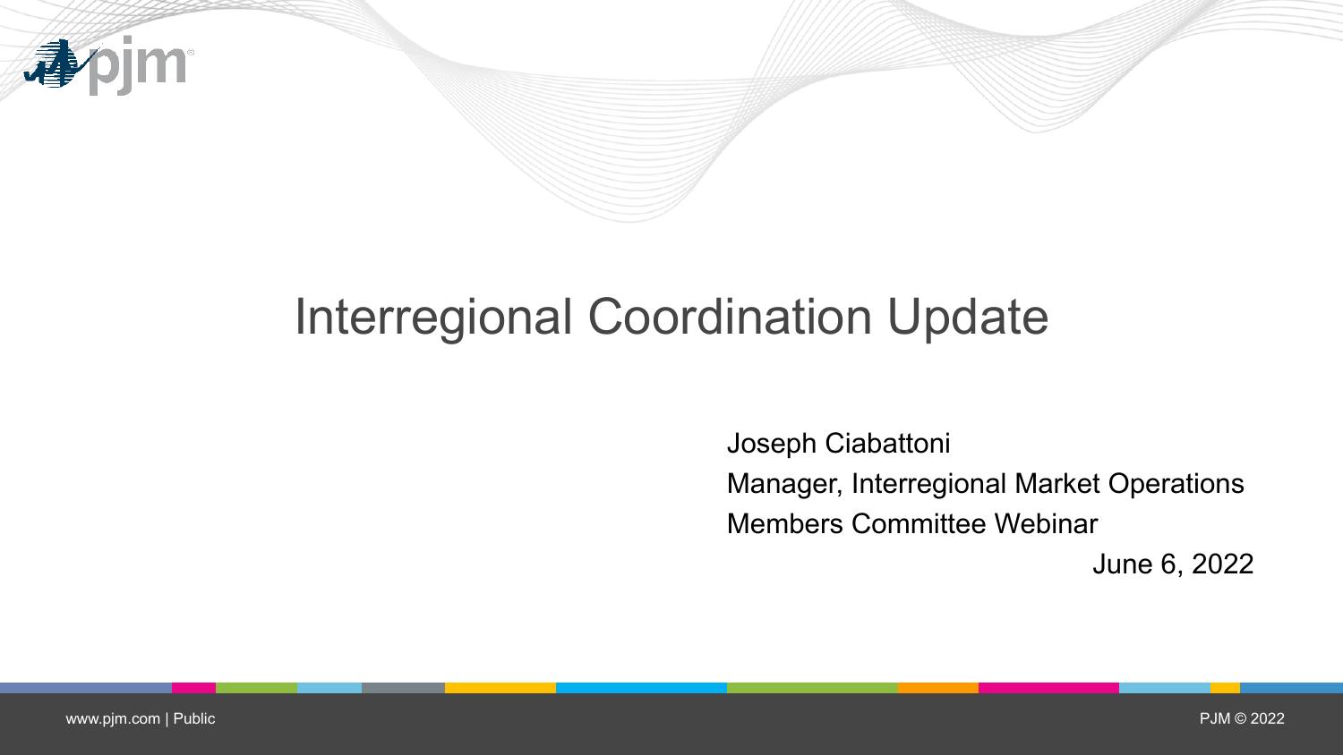# Interregional Coordination Update

Joseph Ciabattoni

Manager, Interregional Market Operations

Members Committee Webinar

June 6, 2022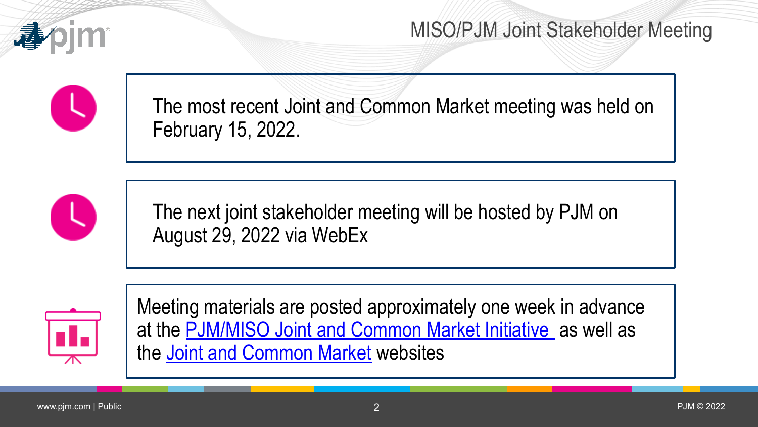# MISO/PJM Joint Stakeholder Meeting

The most recent Joint and Common Market meeting was held on February 15, 2022.

The next joint stakeholder meeting will be hosted by PJM on August 29, 2022 via WebEx

Meeting materials are posted approximately one week in advance at the PJM/MISO Joint and Common Market Initiative as well as the Joint and Common Market websites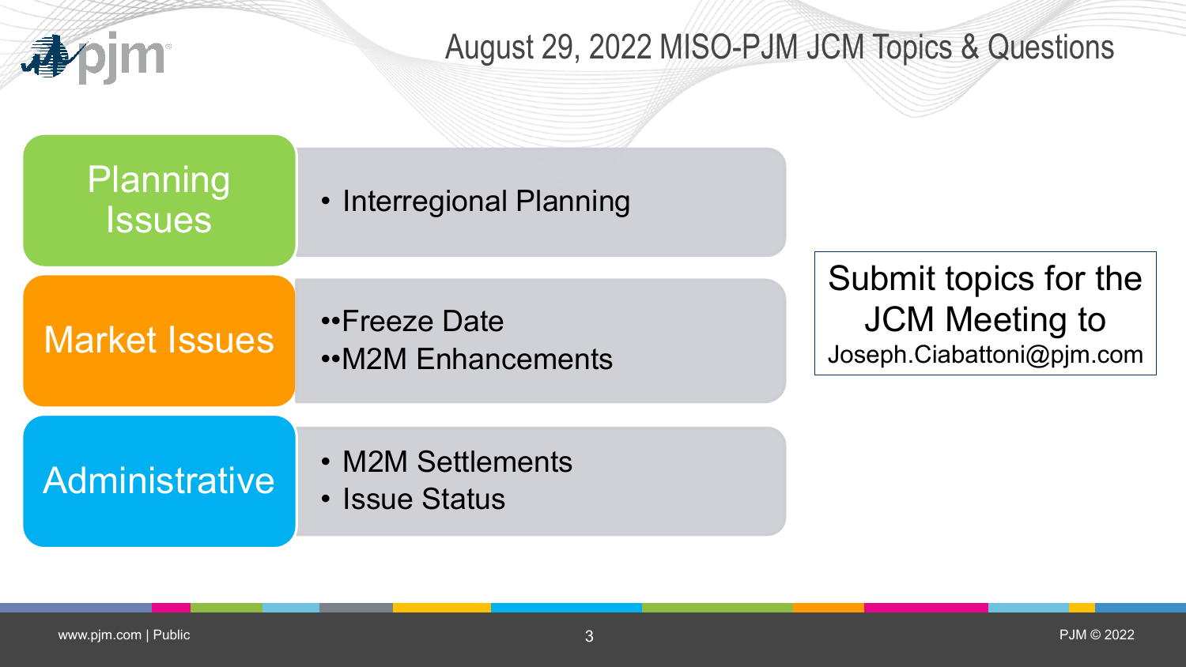# August 29, 2022 MISO-PJM JCM Topics & Questions

## Planning Issues

- Interregional Planning

## Market Issues

- Freeze Date
- M2M Enhancements

## Administrative

- M2M Settlements
- Issue Status

Submit topics for the JCM Meeting to Joseph.Ciabattoni@pjm.com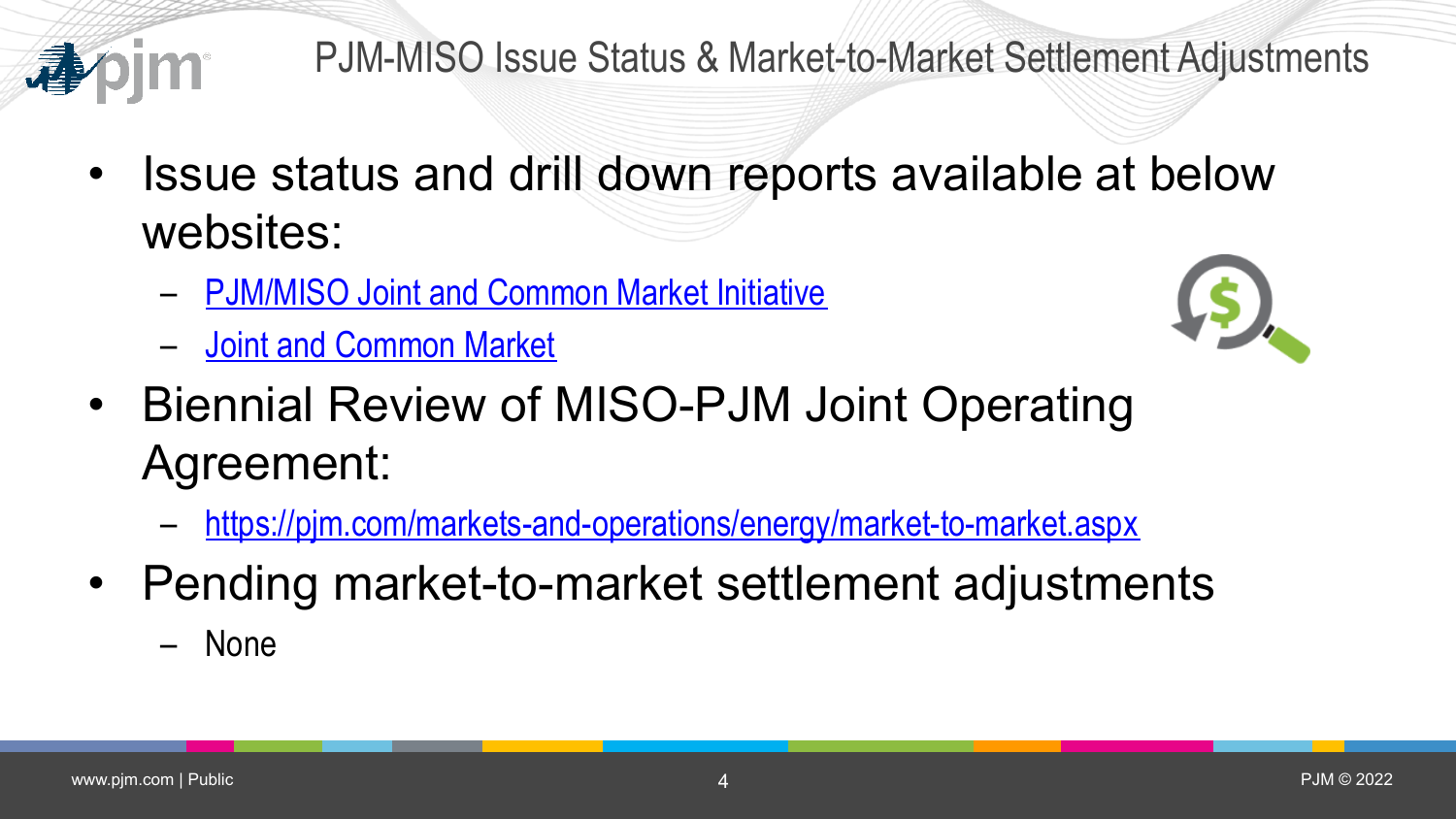# PJM-MISO Issue Status & Market-to-Market Settlement Adjustments

- Issue status and drill down reports available at below websites:
  - PJM/MISO Joint and Common Market Initiative
  - Joint and Common Market
- Biennial Review of MISO-PJM Joint Operating Agreement:
  - https://pjm.com/markets-and-operations/energy/market-to-market.aspx
- Pending market-to-market settlement adjustments
  - None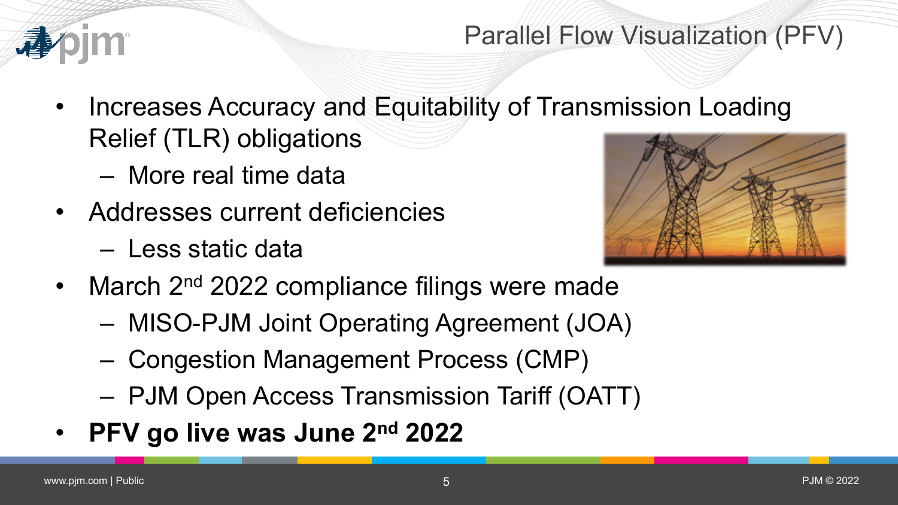# Parallel Flow Visualization (PFV)

- Increases Accuracy and Equitability of Transmission Loading Relief (TLR) obligations
  - More real time data
- Addresses current deficiencies
  - Less static data
- March 2nd 2022 compliance filings were made
  - MISO-PJM Joint Operating Agreement (JOA)
  - Congestion Management Process (CMP)
  - PJM Open Access Transmission Tariff (OATT)
- **PFV go live was June 2nd 2022**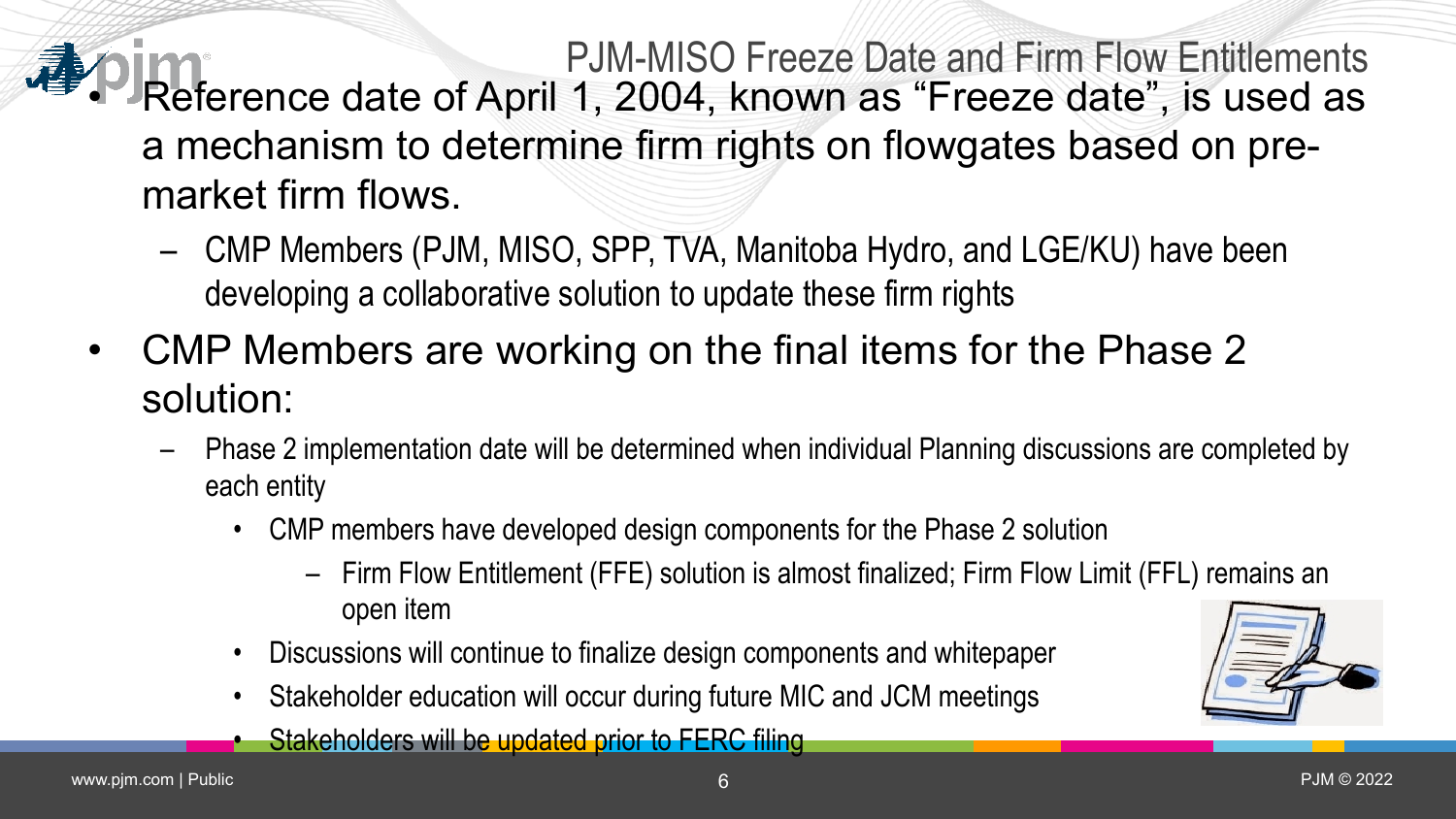# PJM-MISO Freeze Date and Firm Flow Entitlements

- Reference date of April 1, 2004, known as “Freeze date”, is used as a mechanism to determine firm rights on flowgates based on pre-market firm flows.
  - CMP Members (PJM, MISO, SPP, TVA, Manitoba Hydro, and LGE/KU) have been developing a collaborative solution to update these firm rights
- CMP Members are working on the final items for the Phase 2 solution:
  - Phase 2 implementation date will be determined when individual Planning discussions are completed by each entity
    - CMP members have developed design components for the Phase 2 solution
      - Firm Flow Entitlement (FFE) solution is almost finalized; Firm Flow Limit (FFL) remains an open item
    - Discussions will continue to finalize design components and whitepaper
    - Stakeholder education will occur during future MIC and JCM meetings
    - Stakeholders will be updated prior to FERC filing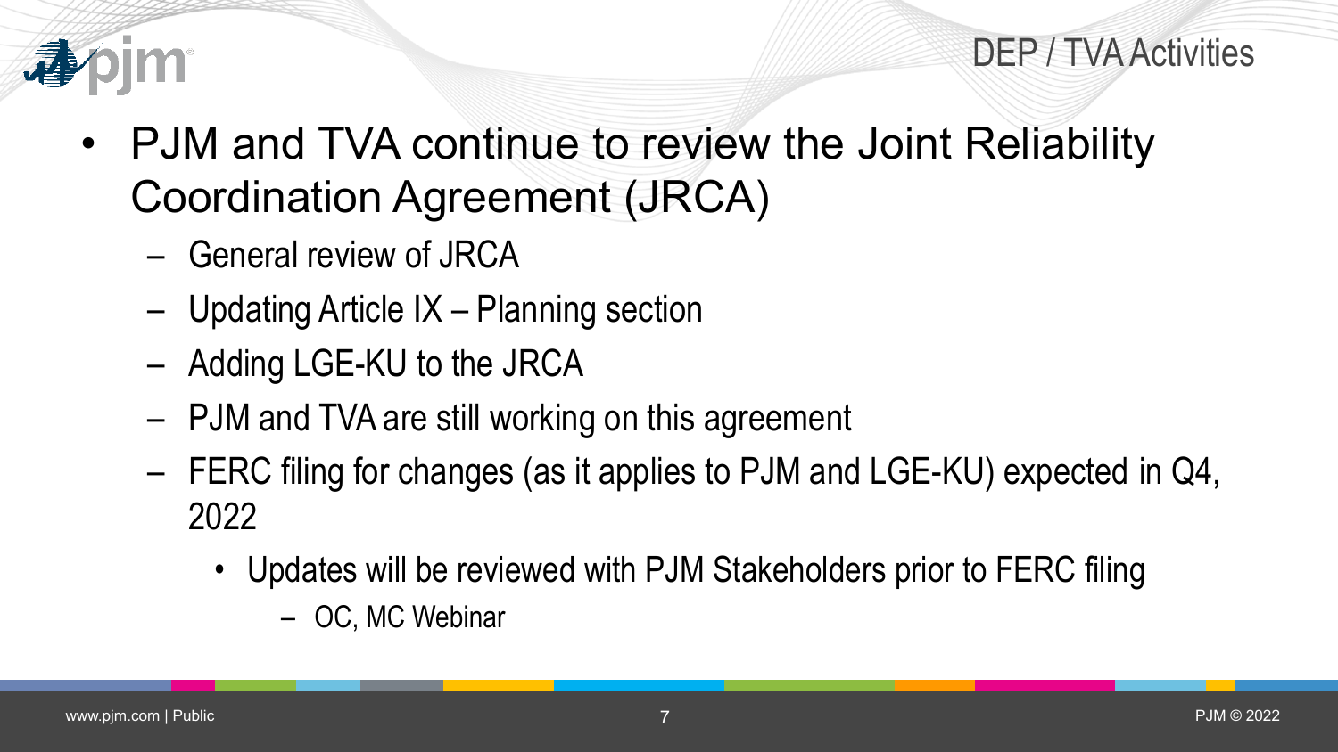## DEP / TVA Activities

- PJM and TVA continue to review the Joint Reliability Coordination Agreement (JRCA)
  - General review of JRCA
  - Updating Article IX – Planning section
  - Adding LGE-KU to the JRCA
  - PJM and TVA are still working on this agreement
  - FERC filing for changes (as it applies to PJM and LGE-KU) expected in Q4, 2022
    - Updates will be reviewed with PJM Stakeholders prior to FERC filing
      - OC, MC Webinar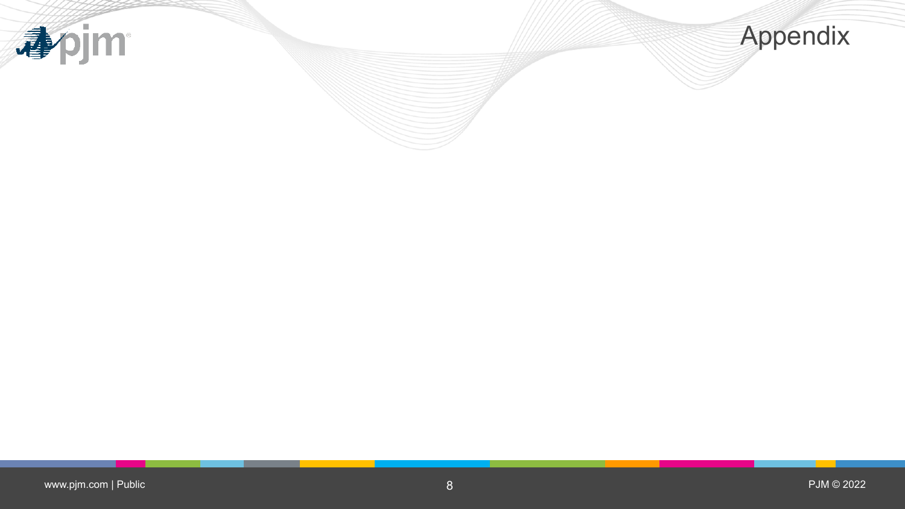# Appendix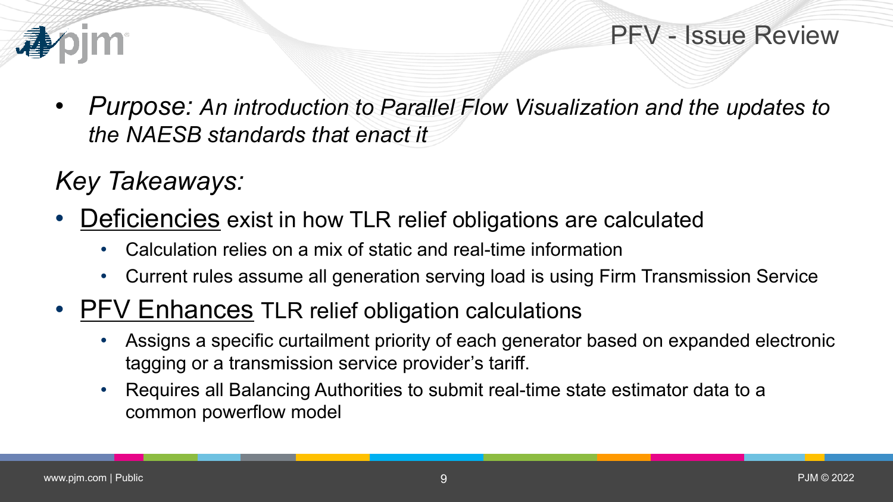# PFV - Issue Review

- *Purpose: An introduction to Parallel Flow Visualization and the updates to the NAESB standards that enact it*

## *Key Takeaways:*

- Deficiencies exist in how TLR relief obligations are calculated
  - Calculation relies on a mix of static and real-time information
  - Current rules assume all generation serving load is using Firm Transmission Service
- PFV Enhances TLR relief obligation calculations
  - Assigns a specific curtailment priority of each generator based on expanded electronic tagging or a transmission service provider's tariff.
  - Requires all Balancing Authorities to submit real-time state estimator data to a common powerflow model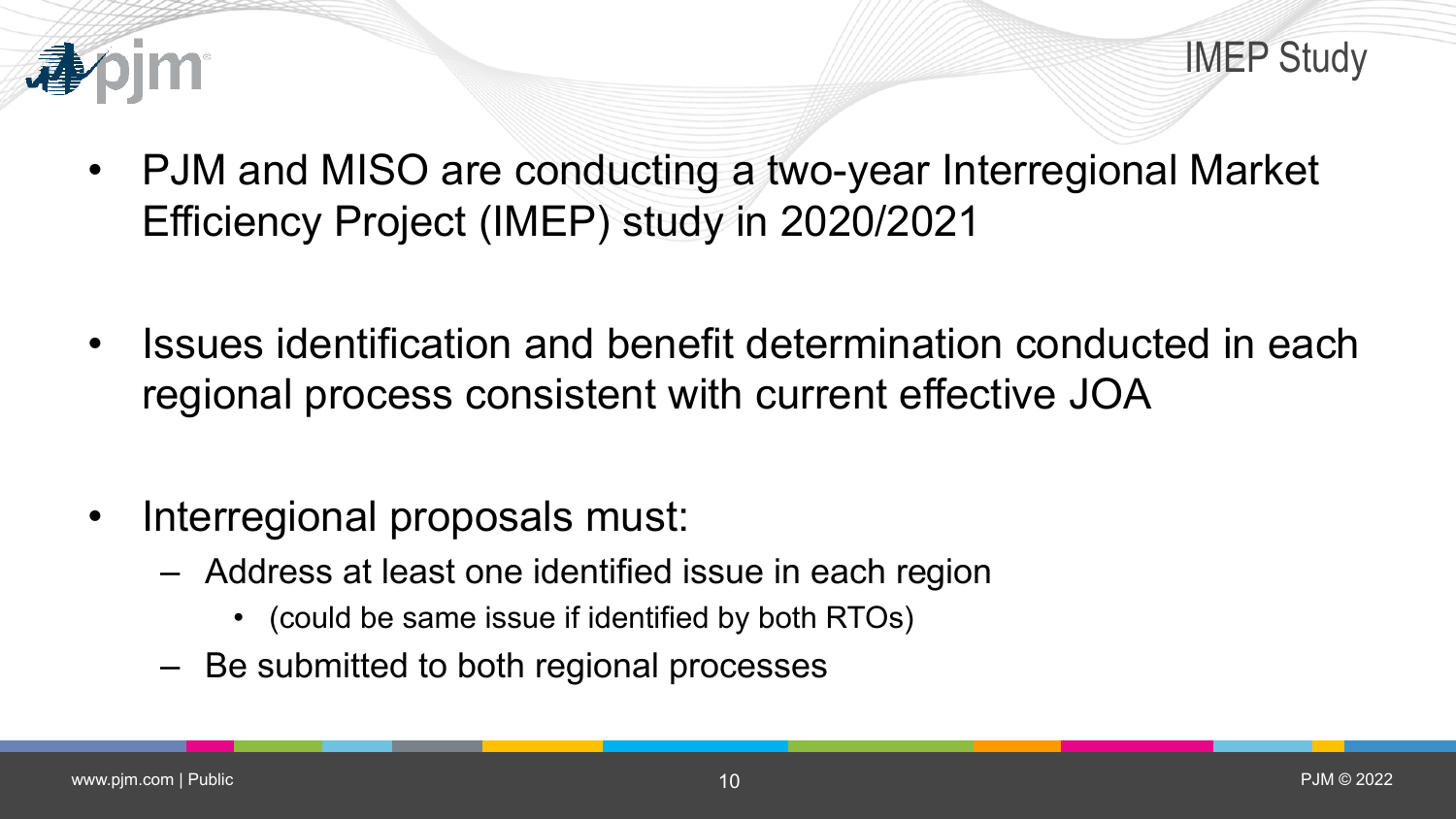# IMEP Study

- PJM and MISO are conducting a two-year Interregional Market Efficiency Project (IMEP) study in 2020/2021

- Issues identification and benefit determination conducted in each regional process consistent with current effective JOA

- Interregional proposals must:
  - Address at least one identified issue in each region
    - (could be same issue if identified by both RTOs)
  - Be submitted to both regional processes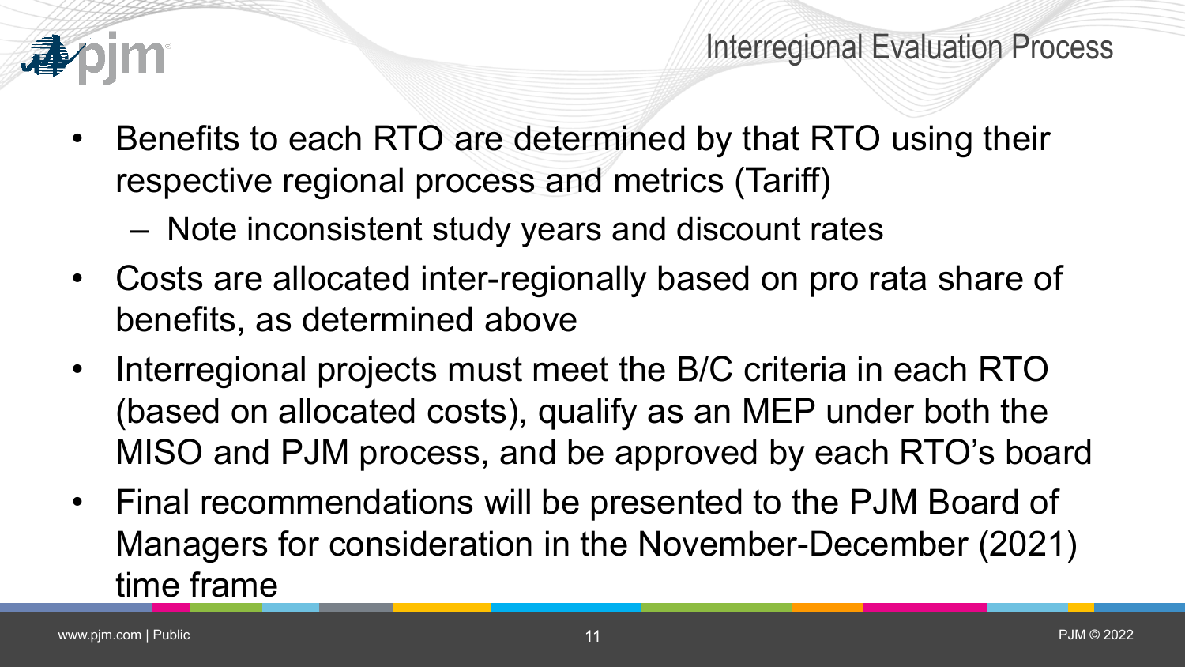## Interregional Evaluation Process

- Benefits to each RTO are determined by that RTO using their respective regional process and metrics (Tariff)
  - Note inconsistent study years and discount rates
- Costs are allocated inter-regionally based on pro rata share of benefits, as determined above
- Interregional projects must meet the B/C criteria in each RTO (based on allocated costs), qualify as an MEP under both the MISO and PJM process, and be approved by each RTO's board
- Final recommendations will be presented to the PJM Board of Managers for consideration in the November-December (2021) time frame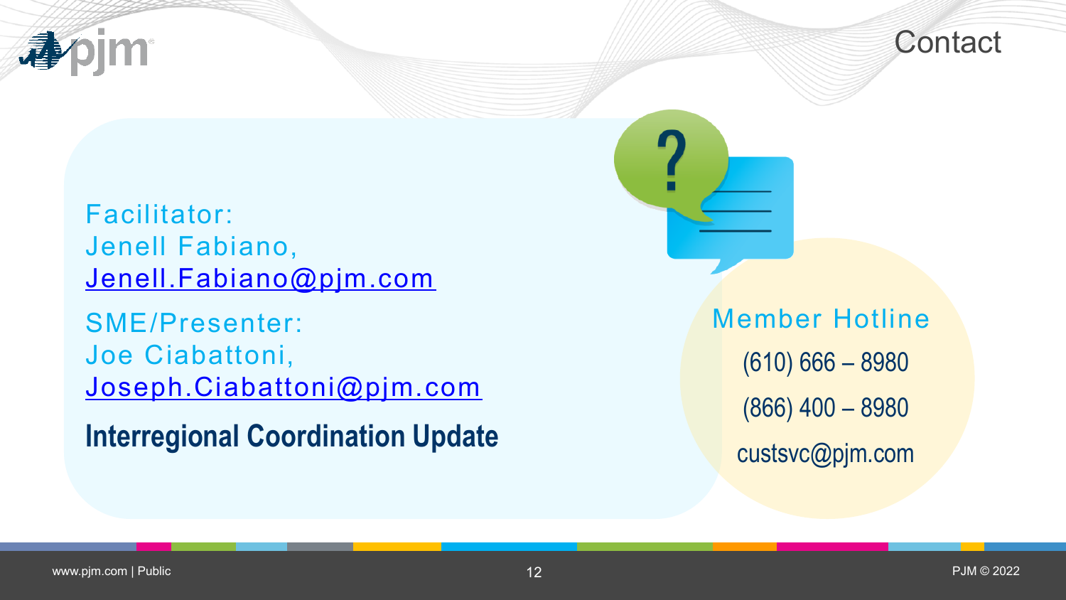# Contact

Facilitator:
Jenell Fabiano,
Jenell.Fabiano@pjm.com

SME/Presenter:
Joe Ciabattoni,
Joseph.Ciabattoni@pjm.com

**Interregional Coordination Update**

Member Hotline

(610) 666 – 8980

(866) 400 – 8980

custsvc@pjm.com